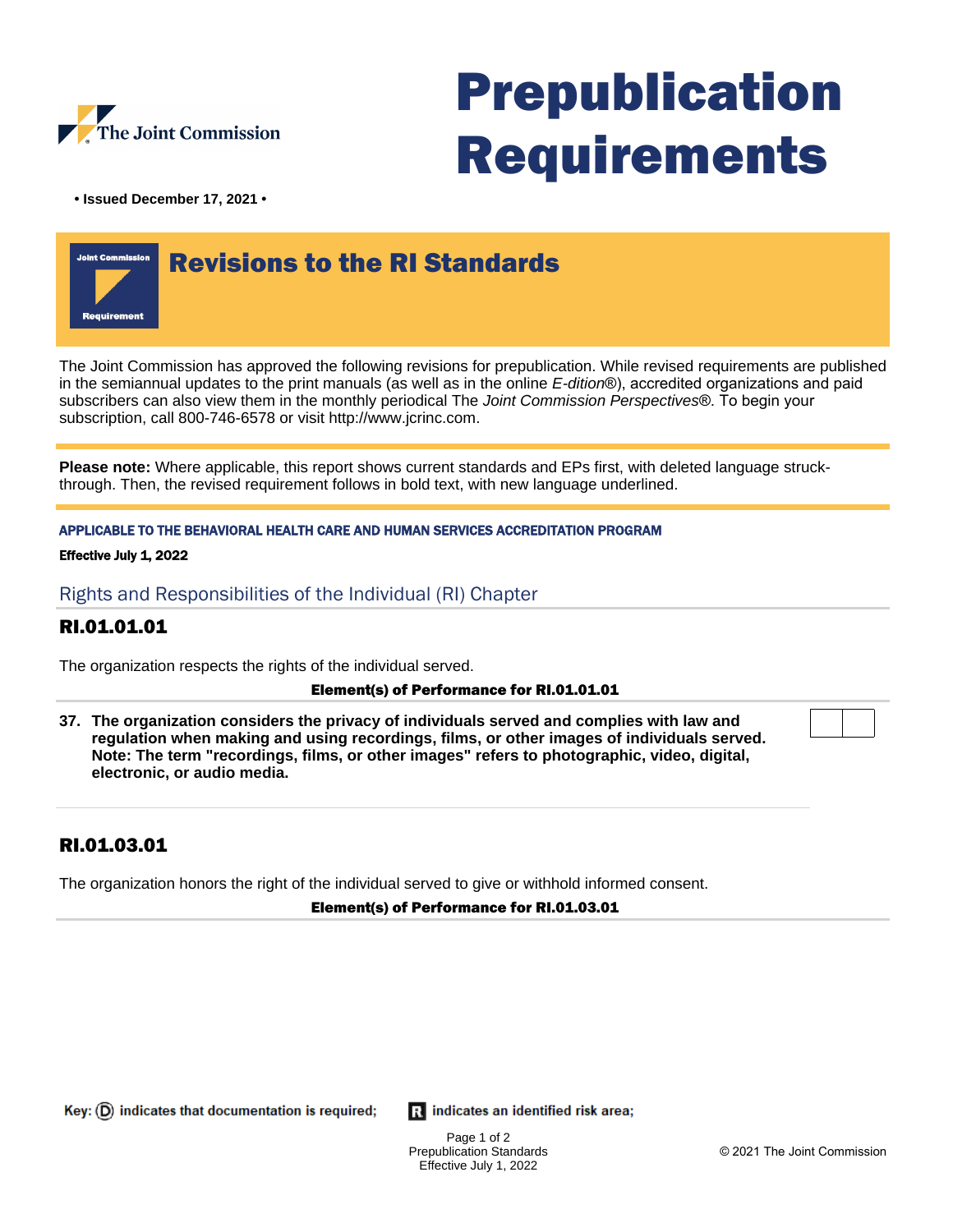# Prepublication Requirements

**• Issued December 17, 2021 •**

## Revisions to the RI Standards

The Joint Commission has approved the following revisions for prepublication. While revised requirements are published in the semiannual updates to the print manuals (as well as in the online *E-dition®*), accredited organizations and paid subscribers can also view them in the monthly periodical The *Joint Commission Perspectives®*. To begin your subscription, call 800-746-6578 or visit http://www.jcrinc.com.

**Please note:** Where applicable, this report shows current standards and EPs first, with deleted language struck-through. Then, the revised requirement follows in bold text, with new language underlined.

**APPLICABLE TO THE BEHAVIORAL HEALTH CARE AND HUMAN SERVICES ACCREDITATION PROGRAM**

**Effective July 1, 2022**

## Rights and Responsibilities of the Individual (RI) Chapter

### RI.01.01.01

The organization respects the rights of the individual served.

**Element(s) of Performance for RI.01.01.01**

**37. The organization considers the privacy of individuals served and complies with law and regulation when making and using recordings, films, or other images of individuals served. Note: The term "recordings, films, or other images" refers to photographic, video, digital, electronic, or audio media.**

### RI.01.03.01

The organization honors the right of the individual served to give or withhold informed consent.

**Element(s) of Performance for RI.01.03.01**

Key: (D) indicates that documentation is required; (R) indicates an identified risk area;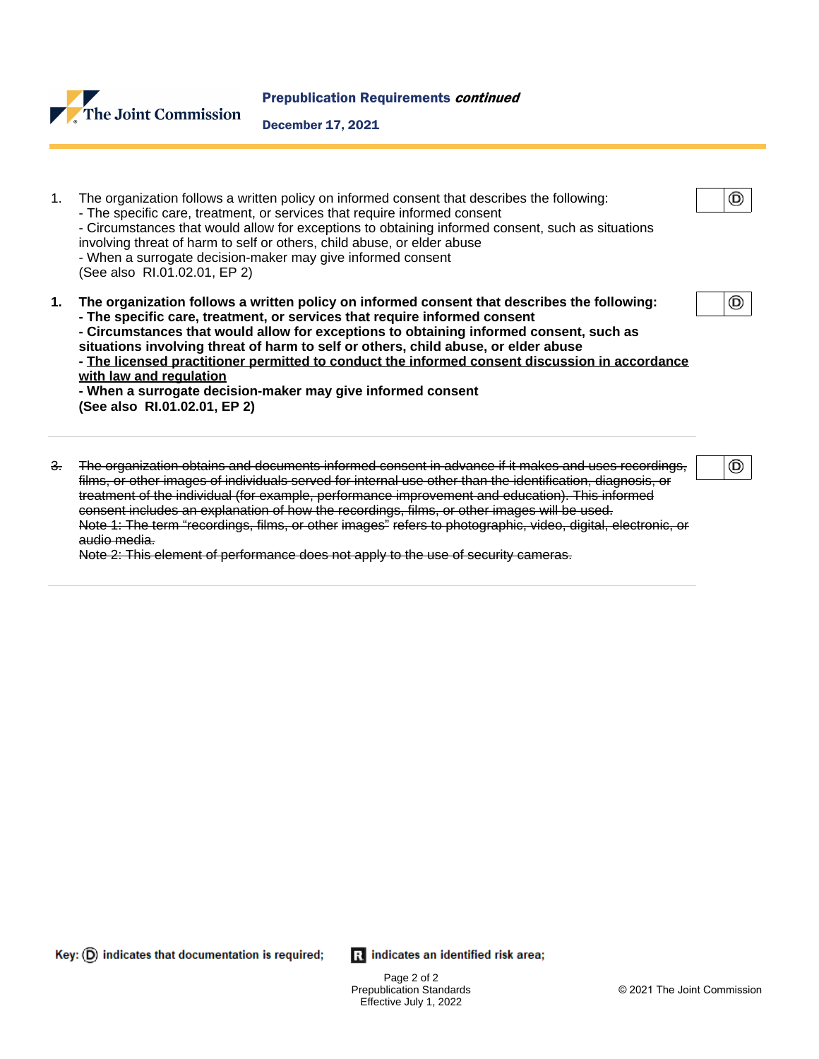1. The organization follows a written policy on informed consent that describes the following:
   - The specific care, treatment, or services that require informed consent
   - Circumstances that would allow for exceptions to obtaining informed consent, such as situations involving threat of harm to self or others, child abuse, or elder abuse
   - When a surrogate decision-maker may give informed consent
   (See also RI.01.02.01, EP 2)

   Ⓓ

1. **The organization follows a written policy on informed consent that describes the following:**
   **- The specific care, treatment, or services that require informed consent**
   **- Circumstances that would allow for exceptions to obtaining informed consent, such as situations involving threat of harm to self or others, child abuse, or elder abuse**
   **- <u>The licensed practitioner permitted to conduct the informed consent discussion in accordance with law and regulation</u>**
   **- When a surrogate decision-maker may give informed consent**
   **(See also RI.01.02.01, EP 2)**

   Ⓓ

---

~~3. The organization obtains and documents informed consent in advance if it makes and uses recordings, films, or other images of individuals served for internal use other than the identification, diagnosis, or treatment of the individual (for example, performance improvement and education). This informed consent includes an explanation of how the recordings, films, or other images will be used.~~
~~Note 1: The term "recordings, films, or other images" refers to photographic, video, digital, electronic, or audio media.~~
~~Note 2: This element of performance does not apply to the use of security cameras.~~

Ⓓ

---

Key: Ⓓ indicates that documentation is required; **R** indicates an identified risk area;